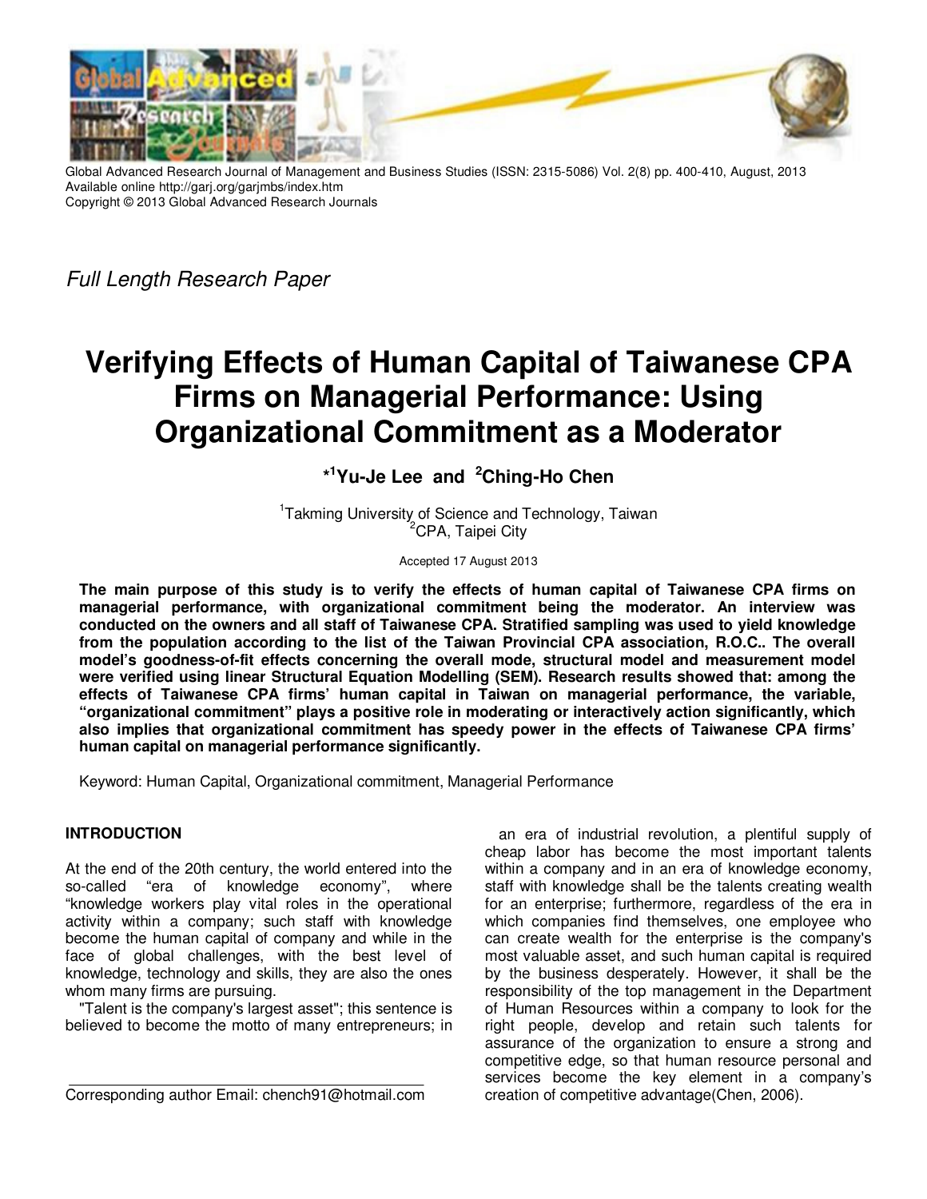Global Advanced Research Journal of Management and Business Studies (ISSN: 2315-5086) Vol. 2(8) pp. 400-410, August, 2013
Available online http://garj.org/garjmbs/index.htm
Copyright © 2013 Global Advanced Research Journals

*Full Length Research Paper*

# Verifying Effects of Human Capital of Taiwanese CPA Firms on Managerial Performance: Using Organizational Commitment as a Moderator

**\*[1]Yu-Je Lee and [2]Ching-Ho Chen**

[1]Takming University of Science and Technology, Taiwan
[2]CPA, Taipei City

Accepted 17 August 2013

**The main purpose of this study is to verify the effects of human capital of Taiwanese CPA firms on managerial performance, with organizational commitment being the moderator. An interview was conducted on the owners and all staff of Taiwanese CPA. Stratified sampling was used to yield knowledge from the population according to the list of the Taiwan Provincial CPA association, R.O.C.. The overall model's goodness-of-fit effects concerning the overall mode, structural model and measurement model were verified using linear Structural Equation Modelling (SEM). Research results showed that: among the effects of Taiwanese CPA firms' human capital in Taiwan on managerial performance, the variable, "organizational commitment" plays a positive role in moderating or interactively action significantly, which also implies that organizational commitment has speedy power in the effects of Taiwanese CPA firms' human capital on managerial performance significantly.**

Keyword: Human Capital, Organizational commitment, Managerial Performance

## INTRODUCTION

At the end of the 20th century, the world entered into the so-called "era of knowledge economy", where "knowledge workers play vital roles in the operational activity within a company; such staff with knowledge become the human capital of company and while in the face of global challenges, with the best level of knowledge, technology and skills, they are also the ones whom many firms are pursuing.

"Talent is the company's largest asset"; this sentence is believed to become the motto of many entrepreneurs; in an era of industrial revolution, a plentiful supply of cheap labor has become the most important talents within a company and in an era of knowledge economy, staff with knowledge shall be the talents creating wealth for an enterprise; furthermore, regardless of the era in which companies find themselves, one employee who can create wealth for the enterprise is the company's most valuable asset, and such human capital is required by the business desperately. However, it shall be the responsibility of the top management in the Department of Human Resources within a company to look for the right people, develop and retain such talents for assurance of the organization to ensure a strong and competitive edge, so that human resource personal and services become the key element in a company's creation of competitive advantage(Chen, 2006).

Corresponding author Email: chench91@hotmail.com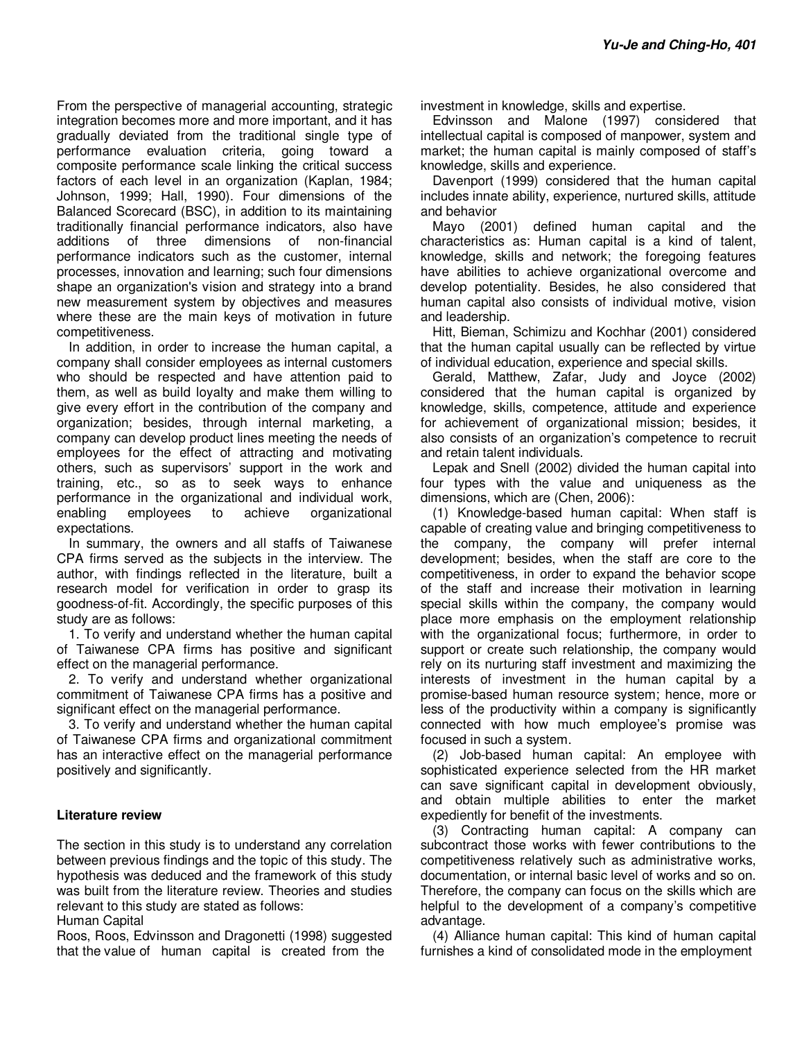From the perspective of managerial accounting, strategic integration becomes more and more important, and it has gradually deviated from the traditional single type of performance evaluation criteria, going toward a composite performance scale linking the critical success factors of each level in an organization (Kaplan, 1984; Johnson, 1999; Hall, 1990). Four dimensions of the Balanced Scorecard (BSC), in addition to its maintaining traditionally financial performance indicators, also have additions of three dimensions of non-financial performance indicators such as the customer, internal processes, innovation and learning; such four dimensions shape an organization's vision and strategy into a brand new measurement system by objectives and measures where these are the main keys of motivation in future competitiveness.

In addition, in order to increase the human capital, a company shall consider employees as internal customers who should be respected and have attention paid to them, as well as build loyalty and make them willing to give every effort in the contribution of the company and organization; besides, through internal marketing, a company can develop product lines meeting the needs of employees for the effect of attracting and motivating others, such as supervisors' support in the work and training, etc., so as to seek ways to enhance performance in the organizational and individual work, enabling employees to achieve organizational expectations.

In summary, the owners and all staffs of Taiwanese CPA firms served as the subjects in the interview. The author, with findings reflected in the literature, built a research model for verification in order to grasp its goodness-of-fit. Accordingly, the specific purposes of this study are as follows:

1. To verify and understand whether the human capital of Taiwanese CPA firms has positive and significant effect on the managerial performance.
2. To verify and understand whether organizational commitment of Taiwanese CPA firms has a positive and significant effect on the managerial performance.
3. To verify and understand whether the human capital of Taiwanese CPA firms and organizational commitment has an interactive effect on the managerial performance positively and significantly.

## Literature review

The section in this study is to understand any correlation between previous findings and the topic of this study. The hypothesis was deduced and the framework of this study was built from the literature review. Theories and studies relevant to this study are stated as follows:

### Human Capital

Roos, Roos, Edvinsson and Dragonetti (1998) suggested that the value of human capital is created from the investment in knowledge, skills and expertise.

Edvinsson and Malone (1997) considered that intellectual capital is composed of manpower, system and market; the human capital is mainly composed of staff's knowledge, skills and experience.

Davenport (1999) considered that the human capital includes innate ability, experience, nurtured skills, attitude and behavior

Mayo (2001) defined human capital and the characteristics as: Human capital is a kind of talent, knowledge, skills and network; the foregoing features have abilities to achieve organizational overcome and develop potentiality. Besides, he also considered that human capital also consists of individual motive, vision and leadership.

Hitt, Bieman, Schimizu and Kochhar (2001) considered that the human capital usually can be reflected by virtue of individual education, experience and special skills.

Gerald, Matthew, Zafar, Judy and Joyce (2002) considered that the human capital is organized by knowledge, skills, competence, attitude and experience for achievement of organizational mission; besides, it also consists of an organization's competence to recruit and retain talent individuals.

Lepak and Snell (2002) divided the human capital into four types with the value and uniqueness as the dimensions, which are (Chen, 2006):

(1) Knowledge-based human capital: When staff is capable of creating value and bringing competitiveness to the company, the company will prefer internal development; besides, when the staff are core to the competitiveness, in order to expand the behavior scope of the staff and increase their motivation in learning special skills within the company, the company would place more emphasis on the employment relationship with the organizational focus; furthermore, in order to support or create such relationship, the company would rely on its nurturing staff investment and maximizing the interests of investment in the human capital by a promise-based human resource system; hence, more or less of the productivity within a company is significantly connected with how much employee's promise was focused in such a system.

(2) Job-based human capital: An employee with sophisticated experience selected from the HR market can save significant capital in development obviously, and obtain multiple abilities to enter the market expediently for benefit of the investments.

(3) Contracting human capital: A company can subcontract those works with fewer contributions to the competitiveness relatively such as administrative works, documentation, or internal basic level of works and so on. Therefore, the company can focus on the skills which are helpful to the development of a company's competitive advantage.

(4) Alliance human capital: This kind of human capital furnishes a kind of consolidated mode in the employment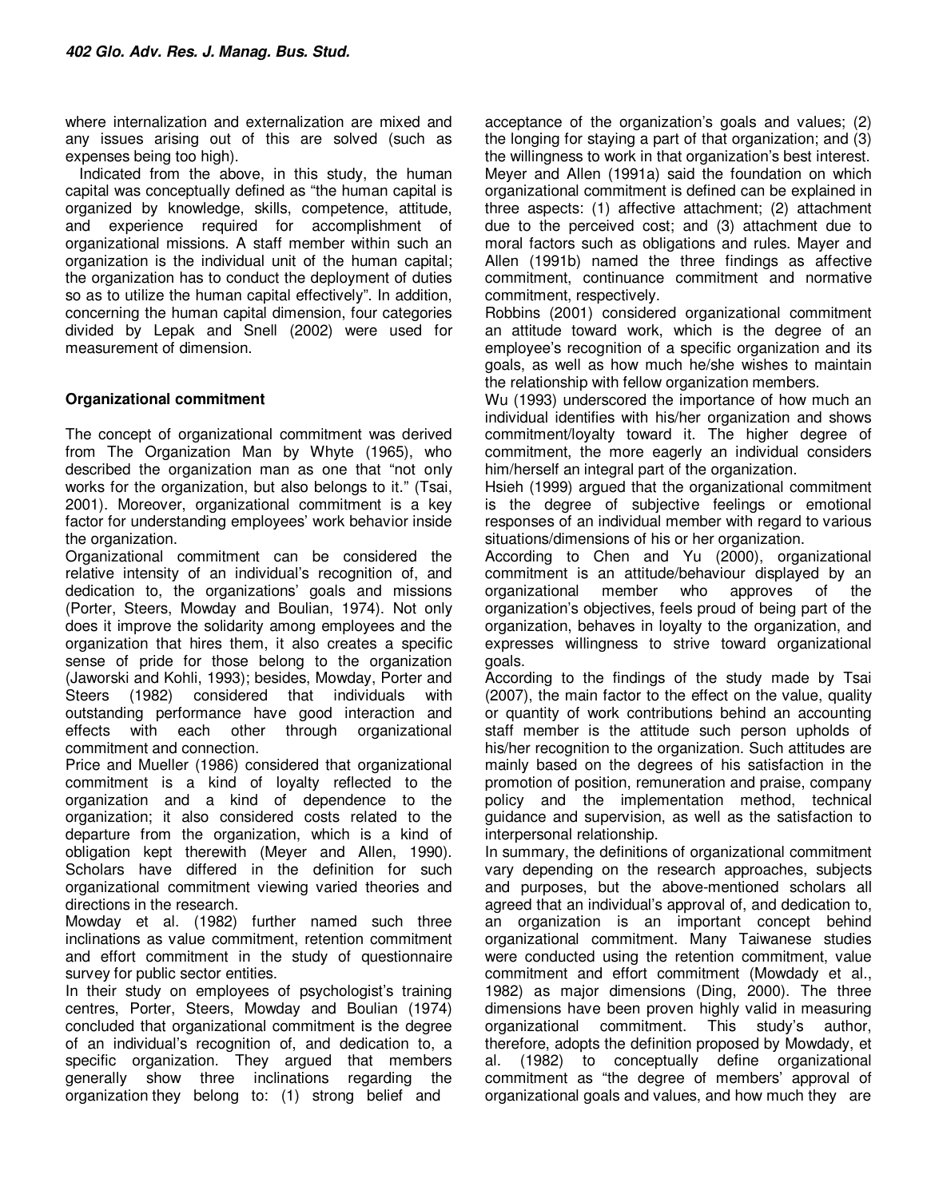where internalization and externalization are mixed and any issues arising out of this are solved (such as expenses being too high).

Indicated from the above, in this study, the human capital was conceptually defined as "the human capital is organized by knowledge, skills, competence, attitude, and experience required for accomplishment of organizational missions. A staff member within such an organization is the individual unit of the human capital; the organization has to conduct the deployment of duties so as to utilize the human capital effectively". In addition, concerning the human capital dimension, four categories divided by Lepak and Snell (2002) were used for measurement of dimension.

## Organizational commitment

The concept of organizational commitment was derived from The Organization Man by Whyte (1965), who described the organization man as one that "not only works for the organization, but also belongs to it." (Tsai, 2001). Moreover, organizational commitment is a key factor for understanding employees' work behavior inside the organization.

Organizational commitment can be considered the relative intensity of an individual's recognition of, and dedication to, the organizations' goals and missions (Porter, Steers, Mowday and Boulian, 1974). Not only does it improve the solidarity among employees and the organization that hires them, it also creates a specific sense of pride for those belong to the organization (Jaworski and Kohli, 1993); besides, Mowday, Porter and Steers (1982) considered that individuals with outstanding performance have good interaction and effects with each other through organizational commitment and connection.

Price and Mueller (1986) considered that organizational commitment is a kind of loyalty reflected to the organization and a kind of dependence to the organization; it also considered costs related to the departure from the organization, which is a kind of obligation kept therewith (Meyer and Allen, 1990). Scholars have differed in the definition for such organizational commitment viewing varied theories and directions in the research.

Mowday et al. (1982) further named such three inclinations as value commitment, retention commitment and effort commitment in the study of questionnaire survey for public sector entities.

In their study on employees of psychologist's training centres, Porter, Steers, Mowday and Boulian (1974) concluded that organizational commitment is the degree of an individual's recognition of, and dedication to, a specific organization. They argued that members generally show three inclinations regarding the organization they belong to: (1) strong belief and acceptance of the organization's goals and values; (2) the longing for staying a part of that organization; and (3) the willingness to work in that organization's best interest. Meyer and Allen (1991a) said the foundation on which organizational commitment is defined can be explained in three aspects: (1) affective attachment; (2) attachment due to the perceived cost; and (3) attachment due to moral factors such as obligations and rules. Mayer and Allen (1991b) named the three findings as affective commitment, continuance commitment and normative commitment, respectively.

Robbins (2001) considered organizational commitment an attitude toward work, which is the degree of an employee's recognition of a specific organization and its goals, as well as how much he/she wishes to maintain the relationship with fellow organization members.

Wu (1993) underscored the importance of how much an individual identifies with his/her organization and shows commitment/loyalty toward it. The higher degree of commitment, the more eagerly an individual considers him/herself an integral part of the organization.

Hsieh (1999) argued that the organizational commitment is the degree of subjective feelings or emotional responses of an individual member with regard to various situations/dimensions of his or her organization.

According to Chen and Yu (2000), organizational commitment is an attitude/behaviour displayed by an organizational member who approves of the organization's objectives, feels proud of being part of the organization, behaves in loyalty to the organization, and expresses willingness to strive toward organizational goals.

According to the findings of the study made by Tsai (2007), the main factor to the effect on the value, quality or quantity of work contributions behind an accounting staff member is the attitude such person upholds of his/her recognition to the organization. Such attitudes are mainly based on the degrees of his satisfaction in the promotion of position, remuneration and praise, company policy and the implementation method, technical guidance and supervision, as well as the satisfaction to interpersonal relationship.

In summary, the definitions of organizational commitment vary depending on the research approaches, subjects and purposes, but the above-mentioned scholars all agreed that an individual's approval of, and dedication to, an organization is an important concept behind organizational commitment. Many Taiwanese studies were conducted using the retention commitment, value commitment and effort commitment (Mowdady et al., 1982) as major dimensions (Ding, 2000). The three dimensions have been proven highly valid in measuring organizational commitment. This study's author, therefore, adopts the definition proposed by Mowdady, et al. (1982) to conceptually define organizational commitment as "the degree of members' approval of organizational goals and values, and how much they are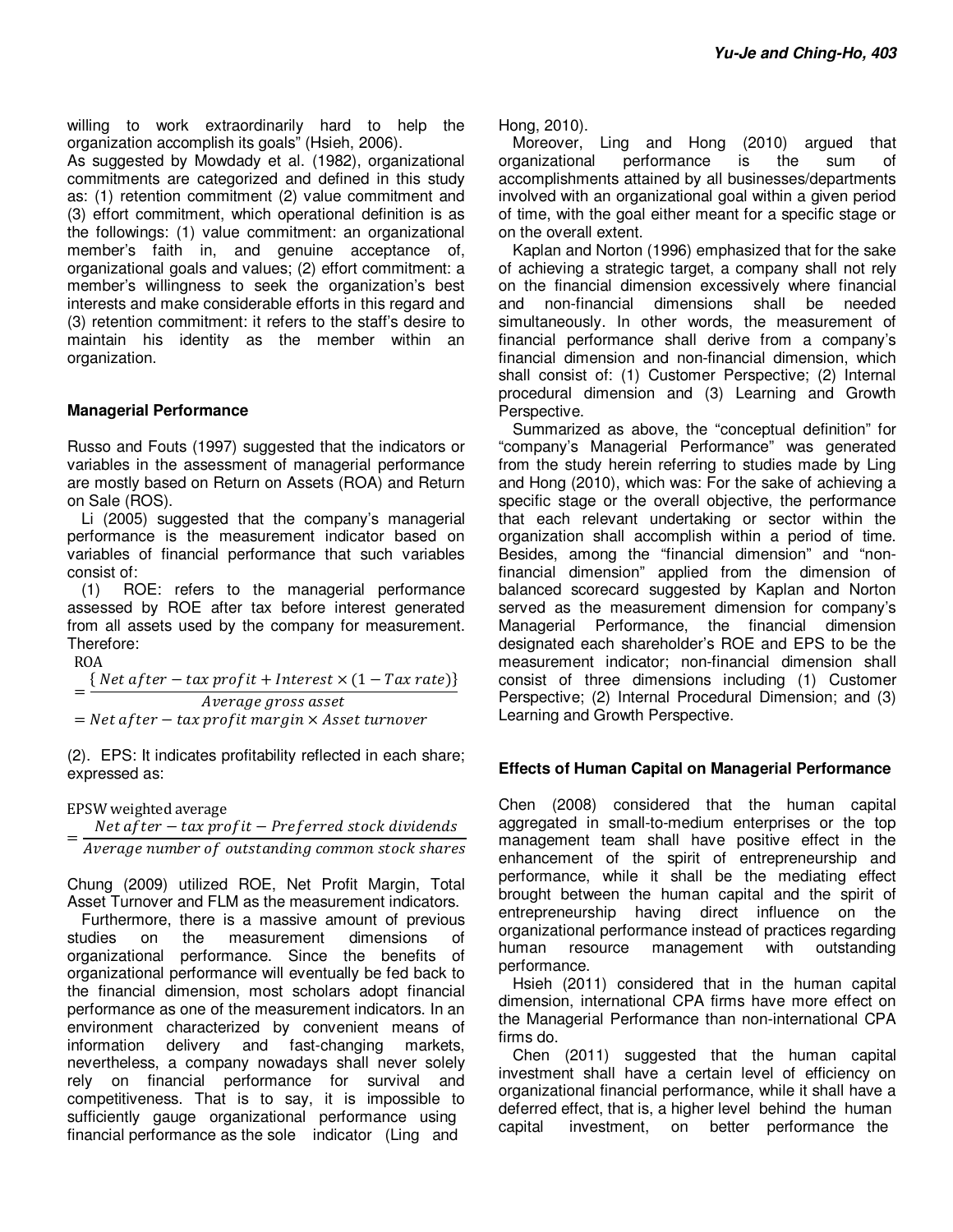willing to work extraordinarily hard to help the organization accomplish its goals" (Hsieh, 2006).

As suggested by Mowdady et al. (1982), organizational commitments are categorized and defined in this study as: (1) retention commitment (2) value commitment and (3) effort commitment, which operational definition is as the followings: (1) value commitment: an organizational member's faith in, and genuine acceptance of, organizational goals and values; (2) effort commitment: a member's willingness to seek the organization's best interests and make considerable efforts in this regard and (3) retention commitment: it refers to the staff's desire to maintain his identity as the member within an organization.

### Managerial Performance

Russo and Fouts (1997) suggested that the indicators or variables in the assessment of managerial performance are mostly based on Return on Assets (ROA) and Return on Sale (ROS).

Li (2005) suggested that the company's managerial performance is the measurement indicator based on variables of financial performance that such variables consist of:

(1) ROE: refers to the managerial performance assessed by ROE after tax before interest generated from all assets used by the company for measurement. Therefore:

$$\text{ROA} = \frac{\{Net\ after-tax\ profit + Interest \times (1 - Tax\ rate)\}}{Average\ gross\ asset}$$
$$= Net\ after-tax\ profit\ margin \times Asset\ turnover$$

(2). EPS: It indicates profitability reflected in each share; expressed as:

$$\text{EPSW weighted average} = \frac{Net\ after-tax\ profit - Preferred\ stock\ dividends}{Average\ number\ of\ outstanding\ common\ stock\ shares}$$

Chung (2009) utilized ROE, Net Profit Margin, Total Asset Turnover and FLM as the measurement indicators.

Furthermore, there is a massive amount of previous studies on the measurement dimensions of organizational performance. Since the benefits of organizational performance will eventually be fed back to the financial dimension, most scholars adopt financial performance as one of the measurement indicators. In an environment characterized by convenient means of information delivery and fast-changing markets, nevertheless, a company nowadays shall never solely rely on financial performance for survival and competitiveness. That is to say, it is impossible to sufficiently gauge organizational performance using financial performance as the sole indicator (Ling and Hong, 2010).

Moreover, Ling and Hong (2010) argued that organizational performance is the sum of accomplishments attained by all businesses/departments involved with an organizational goal within a given period of time, with the goal either meant for a specific stage or on the overall extent.

Kaplan and Norton (1996) emphasized that for the sake of achieving a strategic target, a company shall not rely on the financial dimension excessively where financial and non-financial dimensions shall be needed simultaneously. In other words, the measurement of financial performance shall derive from a company's financial dimension and non-financial dimension, which shall consist of: (1) Customer Perspective; (2) Internal procedural dimension and (3) Learning and Growth Perspective.

Summarized as above, the "conceptual definition" for "company's Managerial Performance" was generated from the study herein referring to studies made by Ling and Hong (2010), which was: For the sake of achieving a specific stage or the overall objective, the performance that each relevant undertaking or sector within the organization shall accomplish within a period of time. Besides, among the "financial dimension" and "non-financial dimension" applied from the dimension of balanced scorecard suggested by Kaplan and Norton served as the measurement dimension for company's Managerial Performance, the financial dimension designated each shareholder's ROE and EPS to be the measurement indicator; non-financial dimension shall consist of three dimensions including (1) Customer Perspective; (2) Internal Procedural Dimension; and (3) Learning and Growth Perspective.

### Effects of Human Capital on Managerial Performance

Chen (2008) considered that the human capital aggregated in small-to-medium enterprises or the top management team shall have positive effect in the enhancement of the spirit of entrepreneurship and performance, while it shall be the mediating effect brought between the human capital and the spirit of entrepreneurship having direct influence on the organizational performance instead of practices regarding human resource management with outstanding performance.

Hsieh (2011) considered that in the human capital dimension, international CPA firms have more effect on the Managerial Performance than non-international CPA firms do.

Chen (2011) suggested that the human capital investment shall have a certain level of efficiency on organizational financial performance, while it shall have a deferred effect, that is, a higher level behind the human capital investment, on better performance the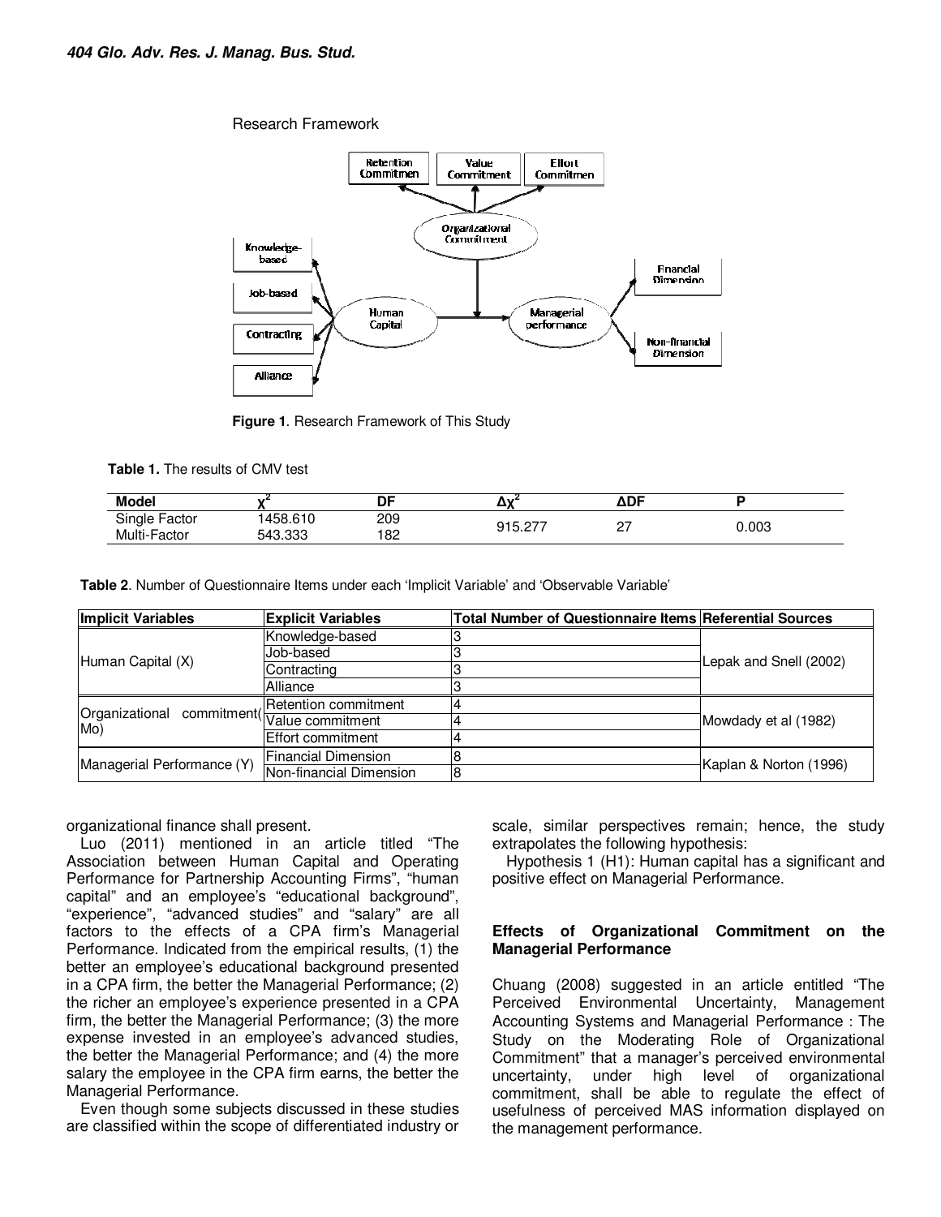Research Framework

**Figure 1**. Research Framework of This Study

**Table 1.** The results of CMV test

| Model | $\chi^2$ | DF | $\Delta\chi^2$ | ΔDF | P |
|---|---|---|---|---|---|
| Single Factor | 1458.610 | 209 | 915.277 | 27 | 0.003 |
| Multi-Factor | 543.333 | 182 | | | |

**Table 2**. Number of Questionnaire Items under each 'Implicit Variable' and 'Observable Variable'

| Implicit Variables | Explicit Variables | Total Number of Questionnaire Items | Referential Sources |
|---|---|---|---|
| Human Capital (X) | Knowledge-based | 3 | Lepak and Snell (2002) |
| | Job-based | 3 | |
| | Contracting | 3 | |
| | Alliance | 3 | |
| Organizational commitment(Mo) | Retention commitment | 4 | Mowdady et al (1982) |
| | Value commitment | 4 | |
| | Effort commitment | 4 | |
| Managerial Performance (Y) | Financial Dimension | 8 | Kaplan & Norton (1996) |
| | Non-financial Dimension | 8 | |

organizational finance shall present.

Luo (2011) mentioned in an article titled "The Association between Human Capital and Operating Performance for Partnership Accounting Firms", "human capital" and an employee's "educational background", "experience", "advanced studies" and "salary" are all factors to the effects of a CPA firm's Managerial Performance. Indicated from the empirical results, (1) the better an employee's educational background presented in a CPA firm, the better the Managerial Performance; (2) the richer an employee's experience presented in a CPA firm, the better the Managerial Performance; (3) the more expense invested in an employee's advanced studies, the better the Managerial Performance; and (4) the more salary the employee in the CPA firm earns, the better the Managerial Performance.

Even though some subjects discussed in these studies are classified within the scope of differentiated industry or scale, similar perspectives remain; hence, the study extrapolates the following hypothesis:

Hypothesis 1 (H1): Human capital has a significant and positive effect on Managerial Performance.

### Effects of Organizational Commitment on the Managerial Performance

Chuang (2008) suggested in an article entitled "The Perceived Environmental Uncertainty, Management Accounting Systems and Managerial Performance : The Study on the Moderating Role of Organizational Commitment" that a manager's perceived environmental uncertainty, under high level of organizational commitment, shall be able to regulate the effect of usefulness of perceived MAS information displayed on the management performance.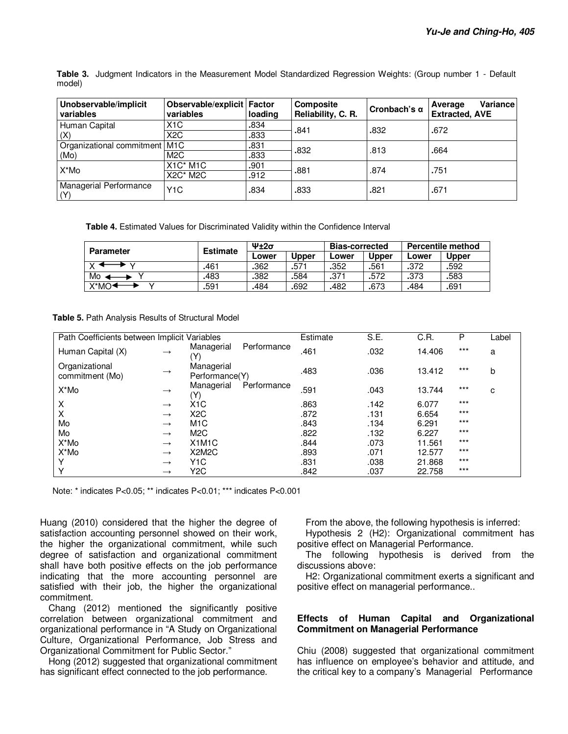**Table 3.** Judgment Indicators in the Measurement Model Standardized Regression Weights: (Group number 1 - Default model)

| Unobservable/implicit variables | Observable/explicit variables | Factor loading | Composite Reliability, C. R. | Cronbach's α | Average Variance Extracted, AVE |
|---|---|---|---|---|---|
| Human Capital (X) | X1C | .834 | .841 | .832 | .672 |
| | X2C | .833 | | | |
| Organizational commitment (Mo) | M1C | .831 | .832 | .813 | .664 |
| | M2C | .833 | | | |
| X*Mo | X1C* M1C | .901 | .881 | .874 | .751 |
| | X2C* M2C | .912 | | | |
| Managerial Performance (Y) | Y1C | .834 | .833 | .821 | .671 |

**Table 4.** Estimated Values for Discriminated Validity within the Confidence Interval

| Parameter | Estimate | Ψ±2σ | | Bias-corrected | | Percentile method | |
|---|---|---|---|---|---|---|---|
| | | Lower | Upper | Lower | Upper | Lower | Upper |
| X ⟷ Y | .461 | .362 | .571 | .352 | .561 | .372 | .592 |
| Mo ⟷ Y | .483 | .382 | .584 | .371 | .572 | .373 | .583 |
| X*MO ⟷ Y | .591 | .484 | .692 | .482 | .673 | .484 | .691 |

**Table 5.** Path Analysis Results of Structural Model

| Path Coefficients between Implicit Variables | | | Estimate | S.E. | C.R. | P | Label |
|---|---|---|---|---|---|---|---|
| Human Capital (X) | → | Managerial Performance (Y) | .461 | .032 | 14.406 | *** | a |
| Organizational commitment (Mo) | → | Managerial Performance(Y) | .483 | .036 | 13.412 | *** | b |
| X*Mo | → | Managerial Performance (Y) | .591 | .043 | 13.744 | *** | c |
| X | → | X1C | .863 | .142 | 6.077 | *** | |
| X | → | X2C | .872 | .131 | 6.654 | *** | |
| Mo | → | M1C | .843 | .134 | 6.291 | *** | |
| Mo | → | M2C | .822 | .132 | 6.227 | *** | |
| X*Mo | → | X1M1C | .844 | .073 | 11.561 | *** | |
| X*Mo | → | X2M2C | .893 | .071 | 12.577 | *** | |
| Y | → | Y1C | .831 | .038 | 21.868 | *** | |
| Y | → | Y2C | .842 | .037 | 22.758 | *** | |

Note: * indicates P<0.05; ** indicates P<0.01; *** indicates P<0.001

Huang (2010) considered that the higher the degree of satisfaction accounting personnel showed on their work, the higher the organizational commitment, while such degree of satisfaction and organizational commitment shall have both positive effects on the job performance indicating that the more accounting personnel are satisfied with their job, the higher the organizational commitment.

Chang (2012) mentioned the significantly positive correlation between organizational commitment and organizational performance in "A Study on Organizational Culture, Organizational Performance, Job Stress and Organizational Commitment for Public Sector."

Hong (2012) suggested that organizational commitment has significant effect connected to the job performance.

From the above, the following hypothesis is inferred:

Hypothesis 2 (H2): Organizational commitment has positive effect on Managerial Performance.

The following hypothesis is derived from the discussions above:

H2: Organizational commitment exerts a significant and positive effect on managerial performance..

### Effects of Human Capital and Organizational Commitment on Managerial Performance

Chiu (2008) suggested that organizational commitment has influence on employee's behavior and attitude, and the critical key to a company's Managerial Performance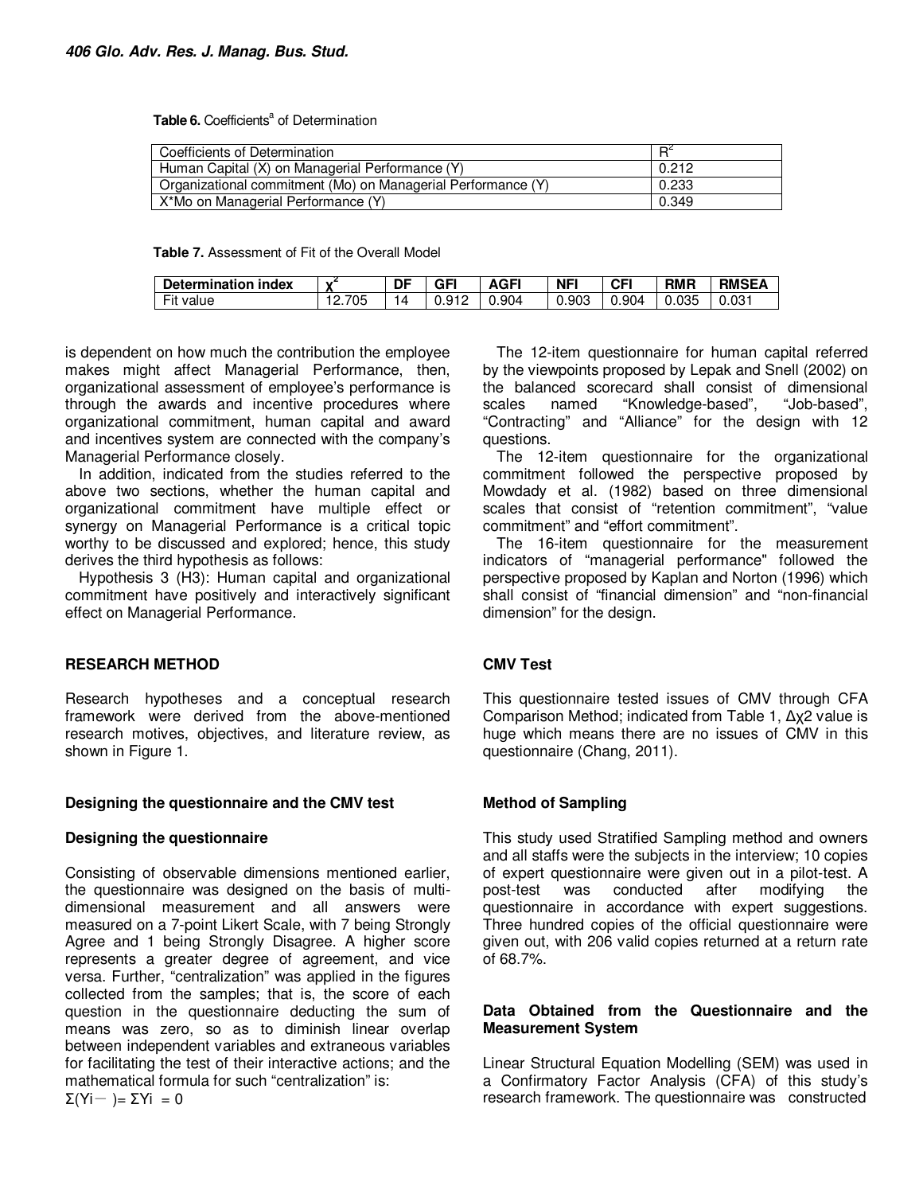**Table 6.** Coefficients[a] of Determination

| Coefficients of Determination | $R^2$ |
|---|---|
| Human Capital (X) on Managerial Performance (Y) | 0.212 |
| Organizational commitment (Mo) on Managerial Performance (Y) | 0.233 |
| X*Mo on Managerial Performance (Y) | 0.349 |

**Table 7.** Assessment of Fit of the Overall Model

| Determination index | $\chi^2$ | DF | GFI | AGFI | NFI | CFI | RMR | RMSEA |
|---|---|---|---|---|---|---|---|---|
| Fit value | 12.705 | 14 | 0.912 | 0.904 | 0.903 | 0.904 | 0.035 | 0.031 |

is dependent on how much the contribution the employee makes might affect Managerial Performance, then, organizational assessment of employee's performance is through the awards and incentive procedures where organizational commitment, human capital and award and incentives system are connected with the company's Managerial Performance closely.

In addition, indicated from the studies referred to the above two sections, whether the human capital and organizational commitment have multiple effect or synergy on Managerial Performance is a critical topic worthy to be discussed and explored; hence, this study derives the third hypothesis as follows:

Hypothesis 3 (H3): Human capital and organizational commitment have positively and interactively significant effect on Managerial Performance.

## RESEARCH METHOD

Research hypotheses and a conceptual research framework were derived from the above-mentioned research motives, objectives, and literature review, as shown in Figure 1.

### Designing the questionnaire and the CMV test

### Designing the questionnaire

Consisting of observable dimensions mentioned earlier, the questionnaire was designed on the basis of multi-dimensional measurement and all answers were measured on a 7-point Likert Scale, with 7 being Strongly Agree and 1 being Strongly Disagree. A higher score represents a greater degree of agreement, and vice versa. Further, "centralization" was applied in the figures collected from the samples; that is, the score of each question in the questionnaire deducting the sum of means was zero, so as to diminish linear overlap between independent variables and extraneous variables for facilitating the test of their interactive actions; and the mathematical formula for such "centralization" is:

$\Sigma(Y_i - \bar{Y}) = \Sigma Y_i = 0$

The 12-item questionnaire for human capital referred by the viewpoints proposed by Lepak and Snell (2002) on the balanced scorecard shall consist of dimensional scales named "Knowledge-based", "Job-based", "Contracting" and "Alliance" for the design with 12 questions.

The 12-item questionnaire for the organizational commitment followed the perspective proposed by Mowdady et al. (1982) based on three dimensional scales that consist of "retention commitment", "value commitment" and "effort commitment".

The 16-item questionnaire for the measurement indicators of "managerial performance" followed the perspective proposed by Kaplan and Norton (1996) which shall consist of "financial dimension" and "non-financial dimension" for the design.

### CMV Test

This questionnaire tested issues of CMV through CFA Comparison Method; indicated from Table 1, $\Delta\chi2$ value is huge which means there are no issues of CMV in this questionnaire (Chang, 2011).

### Method of Sampling

This study used Stratified Sampling method and owners and all staffs were the subjects in the interview; 10 copies of expert questionnaire were given out in a pilot-test. A post-test was conducted after modifying the questionnaire in accordance with expert suggestions. Three hundred copies of the official questionnaire were given out, with 206 valid copies returned at a return rate of 68.7%.

### Data Obtained from the Questionnaire and the Measurement System

Linear Structural Equation Modelling (SEM) was used in a Confirmatory Factor Analysis (CFA) of this study's research framework. The questionnaire was constructed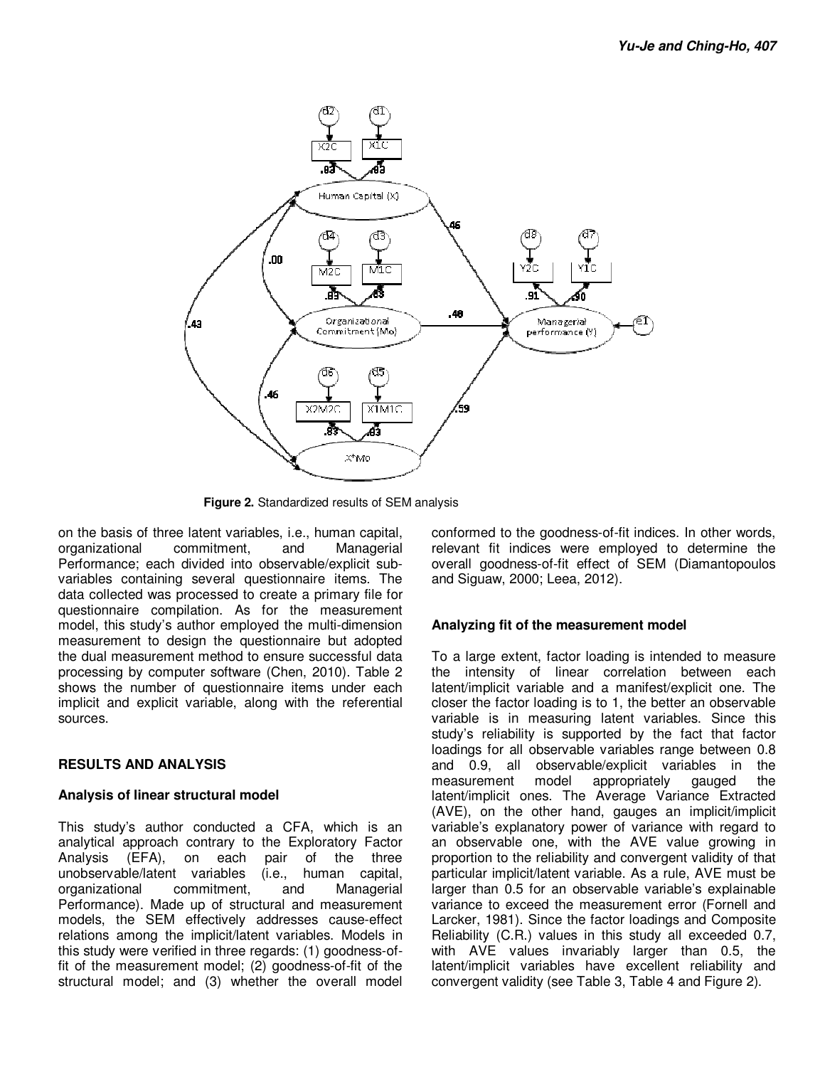**Figure 2.** Standardized results of SEM analysis

on the basis of three latent variables, i.e., human capital, organizational commitment, and Managerial Performance; each divided into observable/explicit sub-variables containing several questionnaire items. The data collected was processed to create a primary file for questionnaire compilation. As for the measurement model, this study's author employed the multi-dimension measurement to design the questionnaire but adopted the dual measurement method to ensure successful data processing by computer software (Chen, 2010). Table 2 shows the number of questionnaire items under each implicit and explicit variable, along with the referential sources.

## RESULTS AND ANALYSIS

### Analysis of linear structural model

This study's author conducted a CFA, which is an analytical approach contrary to the Exploratory Factor Analysis (EFA), on each pair of the three unobservable/latent variables (i.e., human capital, organizational commitment, and Managerial Performance). Made up of structural and measurement models, the SEM effectively addresses cause-effect relations among the implicit/latent variables. Models in this study were verified in three regards: (1) goodness-of-fit of the measurement model; (2) goodness-of-fit of the structural model; and (3) whether the overall model conformed to the goodness-of-fit indices. In other words, relevant fit indices were employed to determine the overall goodness-of-fit effect of SEM (Diamantopoulos and Siguaw, 2000; Leea, 2012).

### Analyzing fit of the measurement model

To a large extent, factor loading is intended to measure the intensity of linear correlation between each latent/implicit variable and a manifest/explicit one. The closer the factor loading is to 1, the better an observable variable is in measuring latent variables. Since this study's reliability is supported by the fact that factor loadings for all observable variables range between 0.8 and 0.9, all observable/explicit variables in the measurement model appropriately gauged the latent/implicit ones. The Average Variance Extracted (AVE), on the other hand, gauges an implicit/implicit variable's explanatory power of variance with regard to an observable one, with the AVE value growing in proportion to the reliability and convergent validity of that particular implicit/latent variable. As a rule, AVE must be larger than 0.5 for an observable variable's explainable variance to exceed the measurement error (Fornell and Larcker, 1981). Since the factor loadings and Composite Reliability (C.R.) values in this study all exceeded 0.7, with AVE values invariably larger than 0.5, the latent/implicit variables have excellent reliability and convergent validity (see Table 3, Table 4 and Figure 2).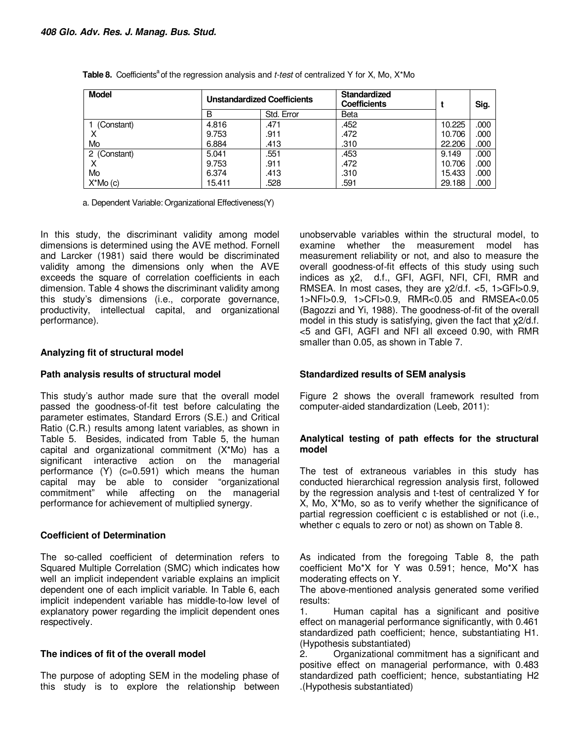**Table 8.** Coefficients[a] of the regression analysis and *t-test* of centralized Y for X, Mo, X*Mo

| Model | Unstandardized Coefficients | | Standardized Coefficients | t | Sig. |
|---|---|---|---|---|---|
| | B | Std. Error | Beta | | |
| 1 (Constant) | 4.816 | .471 | .452 | 10.225 | .000 |
| X | 9.753 | .911 | .472 | 10.706 | .000 |
| Mo | 6.884 | .413 | .310 | 22.206 | .000 |
| 2 (Constant) | 5.041 | .551 | .453 | 9.149 | .000 |
| X | 9.753 | .911 | .472 | 10.706 | .000 |
| Mo | 6.374 | .413 | .310 | 15.433 | .000 |
| X*Mo (c) | 15.411 | .528 | .591 | 29.188 | .000 |

a. Dependent Variable: Organizational Effectiveness(Y)

In this study, the discriminant validity among model dimensions is determined using the AVE method. Fornell and Larcker (1981) said there would be discriminated validity among the dimensions only when the AVE exceeds the square of correlation coefficients in each dimension. Table 4 shows the discriminant validity among this study's dimensions (i.e., corporate governance, productivity, intellectual capital, and organizational performance).

### Analyzing fit of structural model

### Path analysis results of structural model

This study's author made sure that the overall model passed the goodness-of-fit test before calculating the parameter estimates, Standard Errors (S.E.) and Critical Ratio (C.R.) results among latent variables, as shown in Table 5. Besides, indicated from Table 5, the human capital and organizational commitment (X*Mo) has a significant interactive action on the managerial performance (Y) (c=0.591) which means the human capital may be able to consider "organizational commitment" while affecting on the managerial performance for achievement of multiplied synergy.

### Coefficient of Determination

The so-called coefficient of determination refers to Squared Multiple Correlation (SMC) which indicates how well an implicit independent variable explains an implicit dependent one of each implicit variable. In Table 6, each implicit independent variable has middle-to-low level of explanatory power regarding the implicit dependent ones respectively.

### The indices of fit of the overall model

The purpose of adopting SEM in the modeling phase of this study is to explore the relationship between unobservable variables within the structural model, to examine whether the measurement model has measurement reliability or not, and also to measure the overall goodness-of-fit effects of this study using such indices as $\chi 2$, d.f., GFI, AGFI, NFI, CFI, RMR and RMSEA. In most cases, they are $\chi 2$/d.f. <5, 1>GFI>0.9, 1>NFI>0.9, 1>CFI>0.9, RMR<0.05 and RMSEA<0.05 (Bagozzi and Yi, 1988). The goodness-of-fit of the overall model in this study is satisfying, given the fact that $\chi 2$/d.f. <5 and GFI, AGFI and NFI all exceed 0.90, with RMR smaller than 0.05, as shown in Table 7.

### Standardized results of SEM analysis

Figure 2 shows the overall framework resulted from computer-aided standardization (Leeb, 2011):

### Analytical testing of path effects for the structural model

The test of extraneous variables in this study has conducted hierarchical regression analysis first, followed by the regression analysis and t-test of centralized Y for X, Mo, X*Mo, so as to verify whether the significance of partial regression coefficient c is established or not (i.e., whether c equals to zero or not) as shown on Table 8.

As indicated from the foregoing Table 8, the path coefficient Mo*X for Y was 0.591; hence, Mo*X has moderating effects on Y.

The above-mentioned analysis generated some verified results:

1. Human capital has a significant and positive effect on managerial performance significantly, with 0.461 standardized path coefficient; hence, substantiating H1. (Hypothesis substantiated)
2. Organizational commitment has a significant and positive effect on managerial performance, with 0.483 standardized path coefficient; hence, substantiating H2 .(Hypothesis substantiated)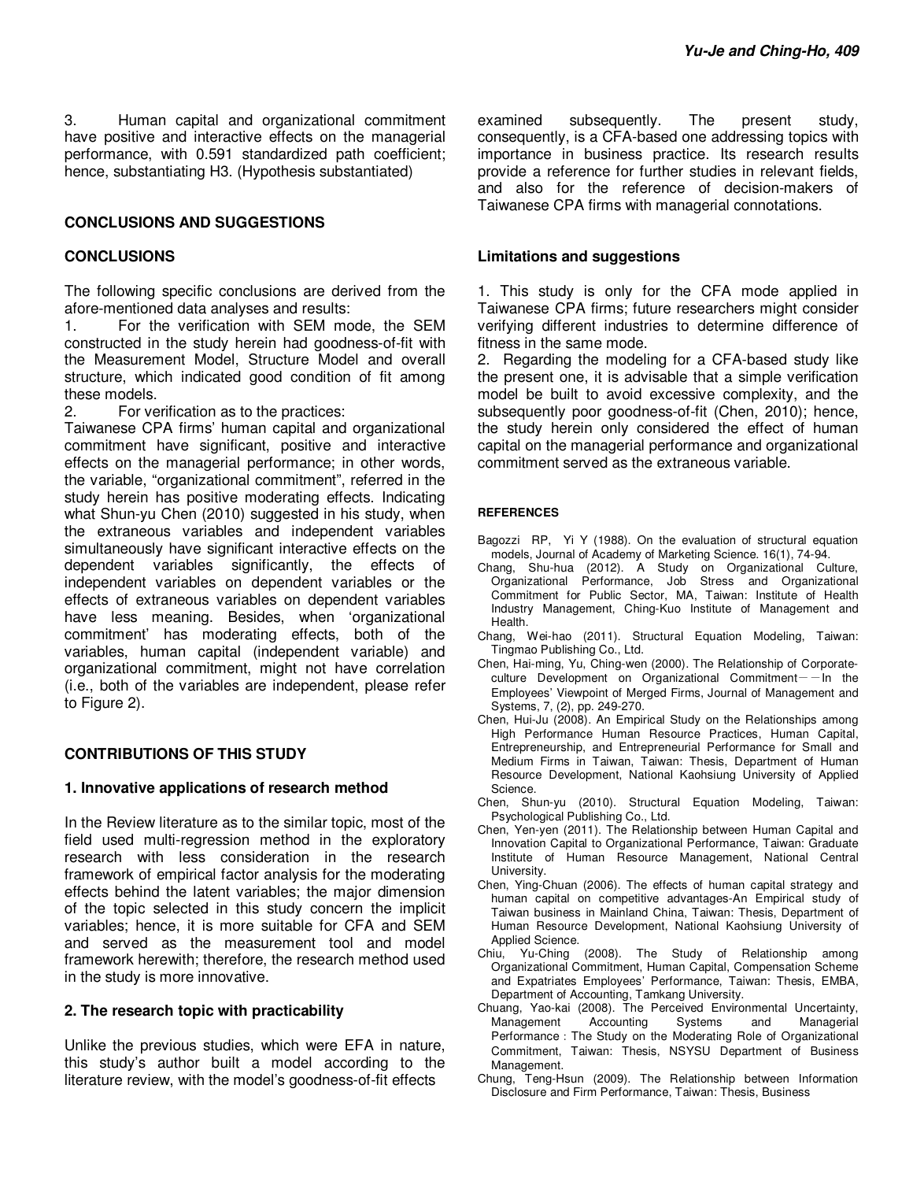3. Human capital and organizational commitment have positive and interactive effects on the managerial performance, with 0.591 standardized path coefficient; hence, substantiating H3. (Hypothesis substantiated)

## CONCLUSIONS AND SUGGESTIONS

### CONCLUSIONS

The following specific conclusions are derived from the afore-mentioned data analyses and results:

1. For the verification with SEM mode, the SEM constructed in the study herein had goodness-of-fit with the Measurement Model, Structure Model and overall structure, which indicated good condition of fit among these models.
2. For verification as to the practices:

Taiwanese CPA firms' human capital and organizational commitment have significant, positive and interactive effects on the managerial performance; in other words, the variable, "organizational commitment", referred in the study herein has positive moderating effects. Indicating what Shun-yu Chen (2010) suggested in his study, when the extraneous variables and independent variables simultaneously have significant interactive effects on the dependent variables significantly, the effects of independent variables on dependent variables or the effects of extraneous variables on dependent variables have less meaning. Besides, when 'organizational commitment' has moderating effects, both of the variables, human capital (independent variable) and organizational commitment, might not have correlation (i.e., both of the variables are independent, please refer to Figure 2).

## CONTRIBUTIONS OF THIS STUDY

### 1. Innovative applications of research method

In the Review literature as to the similar topic, most of the field used multi-regression method in the exploratory research with less consideration in the research framework of empirical factor analysis for the moderating effects behind the latent variables; the major dimension of the topic selected in this study concern the implicit variables; hence, it is more suitable for CFA and SEM and served as the measurement tool and model framework herewith; therefore, the research method used in the study is more innovative.

### 2. The research topic with practicability

Unlike the previous studies, which were EFA in nature, this study's author built a model according to the literature review, with the model's goodness-of-fit effects examined subsequently. The present study, consequently, is a CFA-based one addressing topics with importance in business practice. Its research results provide a reference for further studies in relevant fields, and also for the reference of decision-makers of Taiwanese CPA firms with managerial connotations.

### Limitations and suggestions

1. This study is only for the CFA mode applied in Taiwanese CPA firms; future researchers might consider verifying different industries to determine difference of fitness in the same mode.
2. Regarding the modeling for a CFA-based study like the present one, it is advisable that a simple verification model be built to avoid excessive complexity, and the subsequently poor goodness-of-fit (Chen, 2010); hence, the study herein only considered the effect of human capital on the managerial performance and organizational commitment served as the extraneous variable.

#### REFERENCES

Bagozzi RP, Yi Y (1988). On the evaluation of structural equation models, Journal of Academy of Marketing Science. 16(1), 74-94.

Chang, Shu-hua (2012). A Study on Organizational Culture, Organizational Performance, Job Stress and Organizational Commitment for Public Sector, MA, Taiwan: Institute of Health Industry Management, Ching-Kuo Institute of Management and Health.

Chang, Wei-hao (2011). Structural Equation Modeling, Taiwan: Tingmao Publishing Co., Ltd.

Chen, Hai-ming, Yu, Ching-wen (2000). The Relationship of Corporate-culture Development on Organizational Commitment－－In the Employees' Viewpoint of Merged Firms, Journal of Management and Systems, 7, (2), pp. 249-270.

Chen, Hui-Ju (2008). An Empirical Study on the Relationships among High Performance Human Resource Practices, Human Capital, Entrepreneurship, and Entrepreneurial Performance for Small and Medium Firms in Taiwan, Taiwan: Thesis, Department of Human Resource Development, National Kaohsiung University of Applied Science.

Chen, Shun-yu (2010). Structural Equation Modeling, Taiwan: Psychological Publishing Co., Ltd.

Chen, Yen-yen (2011). The Relationship between Human Capital and Innovation Capital to Organizational Performance, Taiwan: Graduate Institute of Human Resource Management, National Central University.

Chen, Ying-Chuan (2006). The effects of human capital strategy and human capital on competitive advantages-An Empirical study of Taiwan business in Mainland China, Taiwan: Thesis, Department of Human Resource Development, National Kaohsiung University of Applied Science.

Chiu, Yu-Ching (2008). The Study of Relationship among Organizational Commitment, Human Capital, Compensation Scheme and Expatriates Employees' Performance, Taiwan: Thesis, EMBA, Department of Accounting, Tamkang University.

Chuang, Yao-kai (2008). The Perceived Environmental Uncertainty, Management Accounting Systems and Managerial Performance : The Study on the Moderating Role of Organizational Commitment, Taiwan: Thesis, NSYSU Department of Business Management.

Chung, Teng-Hsun (2009). The Relationship between Information Disclosure and Firm Performance, Taiwan: Thesis, Business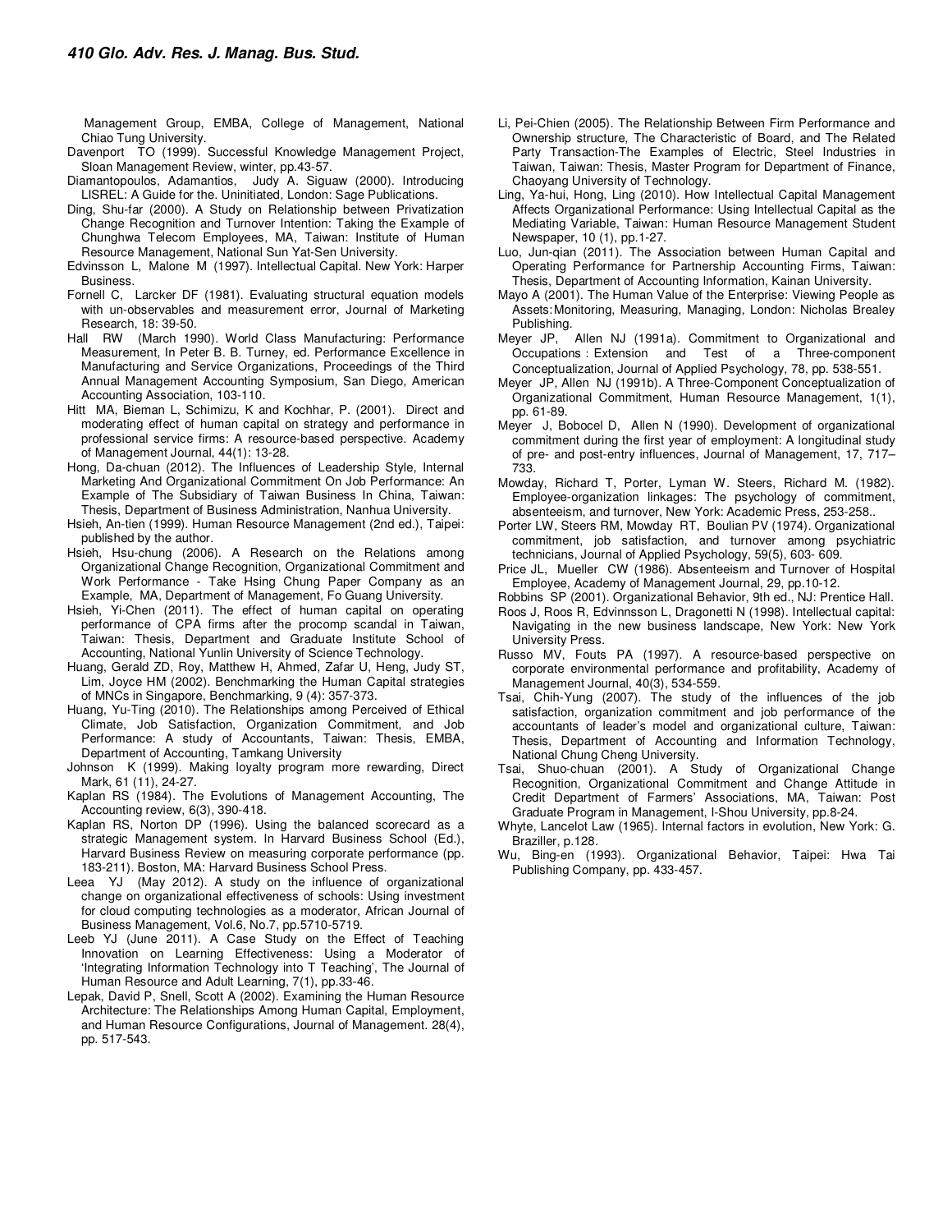Management Group, EMBA, College of Management, National Chiao Tung University.

Davenport TO (1999). Successful Knowledge Management Project, Sloan Management Review, winter, pp.43-57.

Diamantopoulos, Adamantios, Judy A. Siguaw (2000). Introducing LISREL: A Guide for the. Uninitiated, London: Sage Publications.

Ding, Shu-far (2000). A Study on Relationship between Privatization Change Recognition and Turnover Intention: Taking the Example of Chunghwa Telecom Employees, MA, Taiwan: Institute of Human Resource Management, National Sun Yat-Sen University.

Edvinsson L, Malone M (1997). Intellectual Capital. New York: Harper Business.

Fornell C, Larcker DF (1981). Evaluating structural equation models with un-observables and measurement error, Journal of Marketing Research, 18: 39-50.

Hall RW (March 1990). World Class Manufacturing: Performance Measurement, In Peter B. B. Turney, ed. Performance Excellence in Manufacturing and Service Organizations, Proceedings of the Third Annual Management Accounting Symposium, San Diego, American Accounting Association, 103-110.

Hitt MA, Bieman L, Schimizu, K and Kochhar, P. (2001). Direct and moderating effect of human capital on strategy and performance in professional service firms: A resource-based perspective. Academy of Management Journal, 44(1): 13-28.

Hong, Da-chuan (2012). The Influences of Leadership Style, Internal Marketing And Organizational Commitment On Job Performance: An Example of The Subsidiary of Taiwan Business In China, Taiwan: Thesis, Department of Business Administration, Nanhua University.

Hsieh, An-tien (1999). Human Resource Management (2nd ed.), Taipei: published by the author.

Hsieh, Hsu-chung (2006). A Research on the Relations among Organizational Change Recognition, Organizational Commitment and Work Performance - Take Hsing Chung Paper Company as an Example, MA, Department of Management, Fo Guang University.

Hsieh, Yi-Chen (2011). The effect of human capital on operating performance of CPA firms after the procomp scandal in Taiwan, Taiwan: Thesis, Department and Graduate Institute School of Accounting, National Yunlin University of Science Technology.

Huang, Gerald ZD, Roy, Matthew H, Ahmed, Zafar U, Heng, Judy ST, Lim, Joyce HM (2002). Benchmarking the Human Capital strategies of MNCs in Singapore, Benchmarking, 9 (4): 357-373.

Huang, Yu-Ting (2010). The Relationships among Perceived of Ethical Climate, Job Satisfaction, Organization Commitment, and Job Performance: A study of Accountants, Taiwan: Thesis, EMBA, Department of Accounting, Tamkang University

Johnson K (1999). Making loyalty program more rewarding, Direct Mark, 61 (11), 24-27.

Kaplan RS (1984). The Evolutions of Management Accounting, The Accounting review, 6(3), 390-418.

Kaplan RS, Norton DP (1996). Using the balanced scorecard as a strategic Management system. In Harvard Business School (Ed.), Harvard Business Review on measuring corporate performance (pp. 183-211). Boston, MA: Harvard Business School Press.

Leea YJ (May 2012). A study on the influence of organizational change on organizational effectiveness of schools: Using investment for cloud computing technologies as a moderator, African Journal of Business Management, Vol.6, No.7, pp.5710-5719.

Leeb YJ (June 2011). A Case Study on the Effect of Teaching Innovation on Learning Effectiveness: Using a Moderator of 'Integrating Information Technology into T Teaching', The Journal of Human Resource and Adult Learning, 7(1), pp.33-46.

Lepak, David P, Snell, Scott A (2002). Examining the Human Resource Architecture: The Relationships Among Human Capital, Employment, and Human Resource Configurations, Journal of Management. 28(4), pp. 517-543.

Li, Pei-Chien (2005). The Relationship Between Firm Performance and Ownership structure, The Characteristic of Board, and The Related Party Transaction-The Examples of Electric, Steel Industries in Taiwan, Taiwan: Thesis, Master Program for Department of Finance, Chaoyang University of Technology.

Ling, Ya-hui, Hong, Ling (2010). How Intellectual Capital Management Affects Organizational Performance: Using Intellectual Capital as the Mediating Variable, Taiwan: Human Resource Management Student Newspaper, 10 (1), pp.1-27.

Luo, Jun-qian (2011). The Association between Human Capital and Operating Performance for Partnership Accounting Firms, Taiwan: Thesis, Department of Accounting Information, Kainan University.

Mayo A (2001). The Human Value of the Enterprise: Viewing People as Assets:Monitoring, Measuring, Managing, London: Nicholas Brealey Publishing.

Meyer JP, Allen NJ (1991a). Commitment to Organizational and Occupations : Extension and Test of a Three-component Conceptualization, Journal of Applied Psychology, 78, pp. 538-551.

Meyer JP, Allen NJ (1991b). A Three-Component Conceptualization of Organizational Commitment, Human Resource Management, 1(1), pp. 61-89.

Meyer J, Bobocel D, Allen N (1990). Development of organizational commitment during the first year of employment: A longitudinal study of pre- and post-entry influences, Journal of Management, 17, 717–733.

Mowday, Richard T, Porter, Lyman W. Steers, Richard M. (1982). Employee-organization linkages: The psychology of commitment, absenteeism, and turnover, New York: Academic Press, 253-258..

Porter LW, Steers RM, Mowday RT, Boulian PV (1974). Organizational commitment, job satisfaction, and turnover among psychiatric technicians, Journal of Applied Psychology, 59(5), 603- 609.

Price JL, Mueller CW (1986). Absenteeism and Turnover of Hospital Employee, Academy of Management Journal, 29, pp.10-12.

Robbins SP (2001). Organizational Behavior, 9th ed., NJ: Prentice Hall.

Roos J, Roos R, Edvinnsson L, Dragonetti N (1998). Intellectual capital: Navigating in the new business landscape, New York: New York University Press.

Russo MV, Fouts PA (1997). A resource-based perspective on corporate environmental performance and profitability, Academy of Management Journal, 40(3), 534-559.

Tsai, Chih-Yung (2007). The study of the influences of the job satisfaction, organization commitment and job performance of the accountants of leader's model and organizational culture, Taiwan: Thesis, Department of Accounting and Information Technology, National Chung Cheng University.

Tsai, Shuo-chuan (2001). A Study of Organizational Change Recognition, Organizational Commitment and Change Attitude in Credit Department of Farmers' Associations, MA, Taiwan: Post Graduate Program in Management, I-Shou University, pp.8-24.

Whyte, Lancelot Law (1965). Internal factors in evolution, New York: G. Braziller, p.128.

Wu, Bing-en (1993). Organizational Behavior, Taipei: Hwa Tai Publishing Company, pp. 433-457.